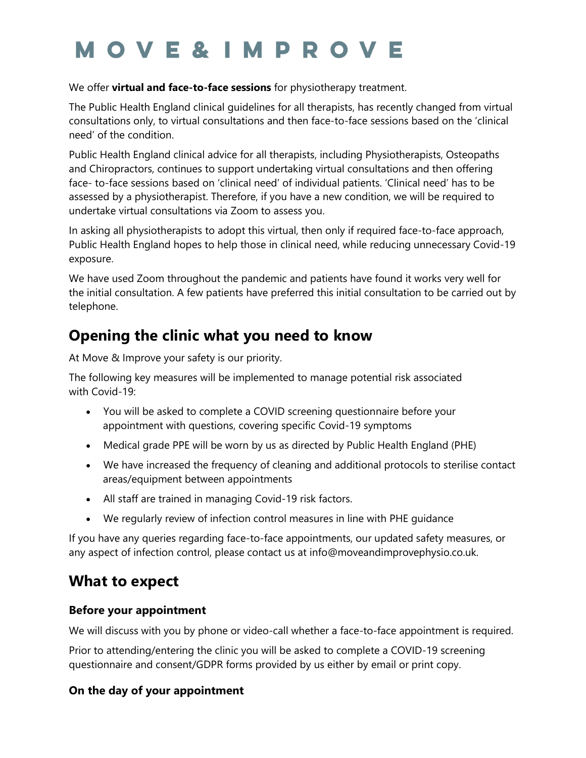# MOVE & IMPROVE

We offer **virtual and face-to-face sessions** for physiotherapy treatment.

The Public Health England clinical guidelines for all therapists, has recently changed from virtual consultations only, to virtual consultations and then face-to-face sessions based on the 'clinical need' of the condition.

Public Health England clinical advice for all therapists, including Physiotherapists, Osteopaths and Chiropractors, continues to support undertaking virtual consultations and then offering face- to-face sessions based on 'clinical need' of individual patients. 'Clinical need' has to be assessed by a physiotherapist. Therefore, if you have a new condition, we will be required to undertake virtual consultations via Zoom to assess you.

In asking all physiotherapists to adopt this virtual, then only if required face-to-face approach, Public Health England hopes to help those in clinical need, while reducing unnecessary Covid-19 exposure.

We have used Zoom throughout the pandemic and patients have found it works very well for the initial consultation. A few patients have preferred this initial consultation to be carried out by telephone.

## Opening the clinic what you need to know

At Move & Improve your safety is our priority.

The following key measures will be implemented to manage potential risk associated with Covid-19:

- You will be asked to complete a COVID screening questionnaire before your appointment with questions, covering specific Covid-19 symptoms
- Medical grade PPE will be worn by us as directed by Public Health England (PHE)
- We have increased the frequency of cleaning and additional protocols to sterilise contact areas/equipment between appointments
- All staff are trained in managing Covid-19 risk factors.
- We regularly review of infection control measures in line with PHE guidance

If you have any queries regarding face-to-face appointments, our updated safety measures, or any aspect of infection control, please contact us at info@moveandimprovephysio.co.uk.

## What to expect

### Before your appointment

We will discuss with you by phone or video-call whether a face-to-face appointment is required.

Prior to attending/entering the clinic you will be asked to complete a COVID-19 screening questionnaire and consent/GDPR forms provided by us either by email or print copy.

### On the day of your appointment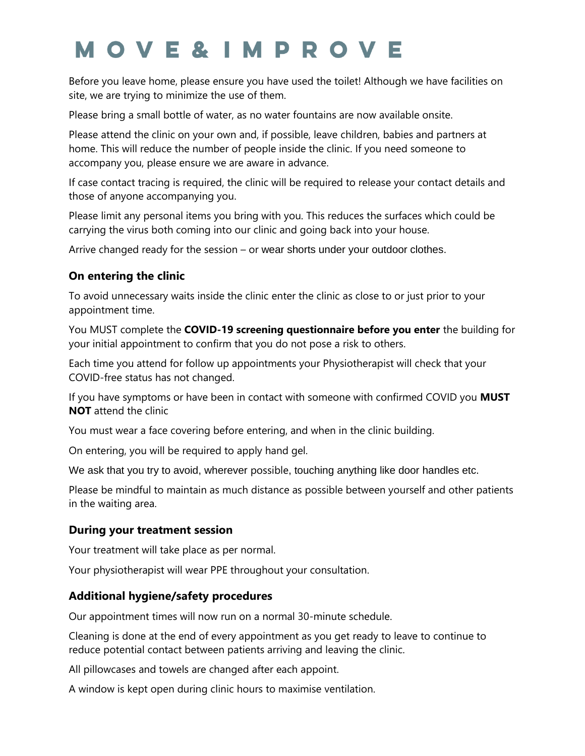# MOVE & IMPROVE

Before you leave home, please ensure you have used the toilet! Although we have facilities on site, we are trying to minimize the use of them.

Please bring a small bottle of water, as no water fountains are now available onsite.

Please attend the clinic on your own and, if possible, leave children, babies and partners at home. This will reduce the number of people inside the clinic. If you need someone to accompany you, please ensure we are aware in advance.

If case contact tracing is required, the clinic will be required to release your contact details and those of anyone accompanying you.

Please limit any personal items you bring with you. This reduces the surfaces which could be carrying the virus both coming into our clinic and going back into your house.

Arrive changed ready for the session – or wear shorts under your outdoor clothes.

### On entering the clinic

To avoid unnecessary waits inside the clinic enter the clinic as close to or just prior to your appointment time.

You MUST complete the **COVID-19 screening questionnaire before you enter** the building for your initial appointment to confirm that you do not pose a risk to others.

Each time you attend for follow up appointments your Physiotherapist will check that your COVID-free status has not changed.

If you have symptoms or have been in contact with someone with confirmed COVID you **MUST NOT** attend the clinic

You must wear a face covering before entering, and when in the clinic building.

On entering, you will be required to apply hand gel.

We ask that you try to avoid, wherever possible, touching anything like door handles etc.

Please be mindful to maintain as much distance as possible between yourself and other patients in the waiting area.

### During your treatment session

Your treatment will take place as per normal.

Your physiotherapist will wear PPE throughout your consultation.

### Additional hygiene/safety procedures

Our appointment times will now run on a normal 30-minute schedule.

Cleaning is done at the end of every appointment as you get ready to leave to continue to reduce potential contact between patients arriving and leaving the clinic.

All pillowcases and towels are changed after each appoint.

A window is kept open during clinic hours to maximise ventilation.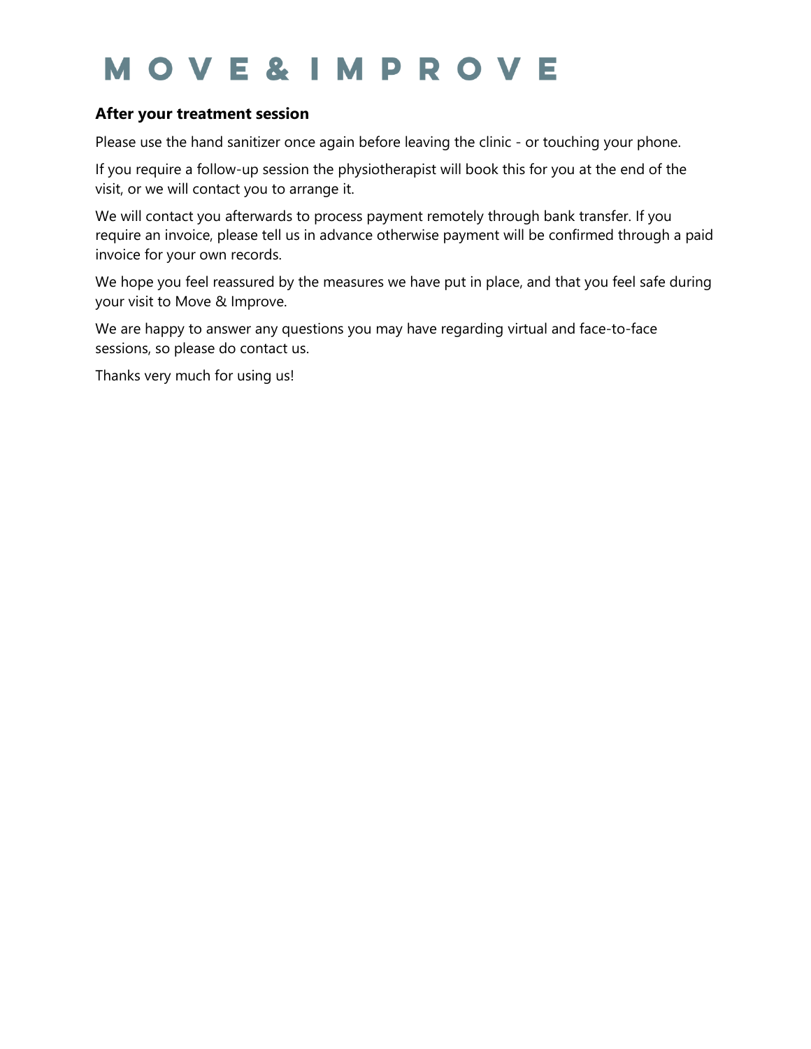# MOVE & IMPROVE

**After your treatment session**

Please use the hand sanitizer once again before leaving the clinic - or touching your phone.

If you require a follow-up session the physiotherapist will book this for you at the end of the visit, or we will contact you to arrange it.

We will contact you afterwards to process payment remotely through bank transfer. If you require an invoice, please tell us in advance otherwise payment will be confirmed through a paid invoice for your own records.

We hope you feel reassured by the measures we have put in place, and that you feel safe during your visit to Move & Improve.

We are happy to answer any questions you may have regarding virtual and face-to-face sessions, so please do contact us.

Thanks very much for using us!